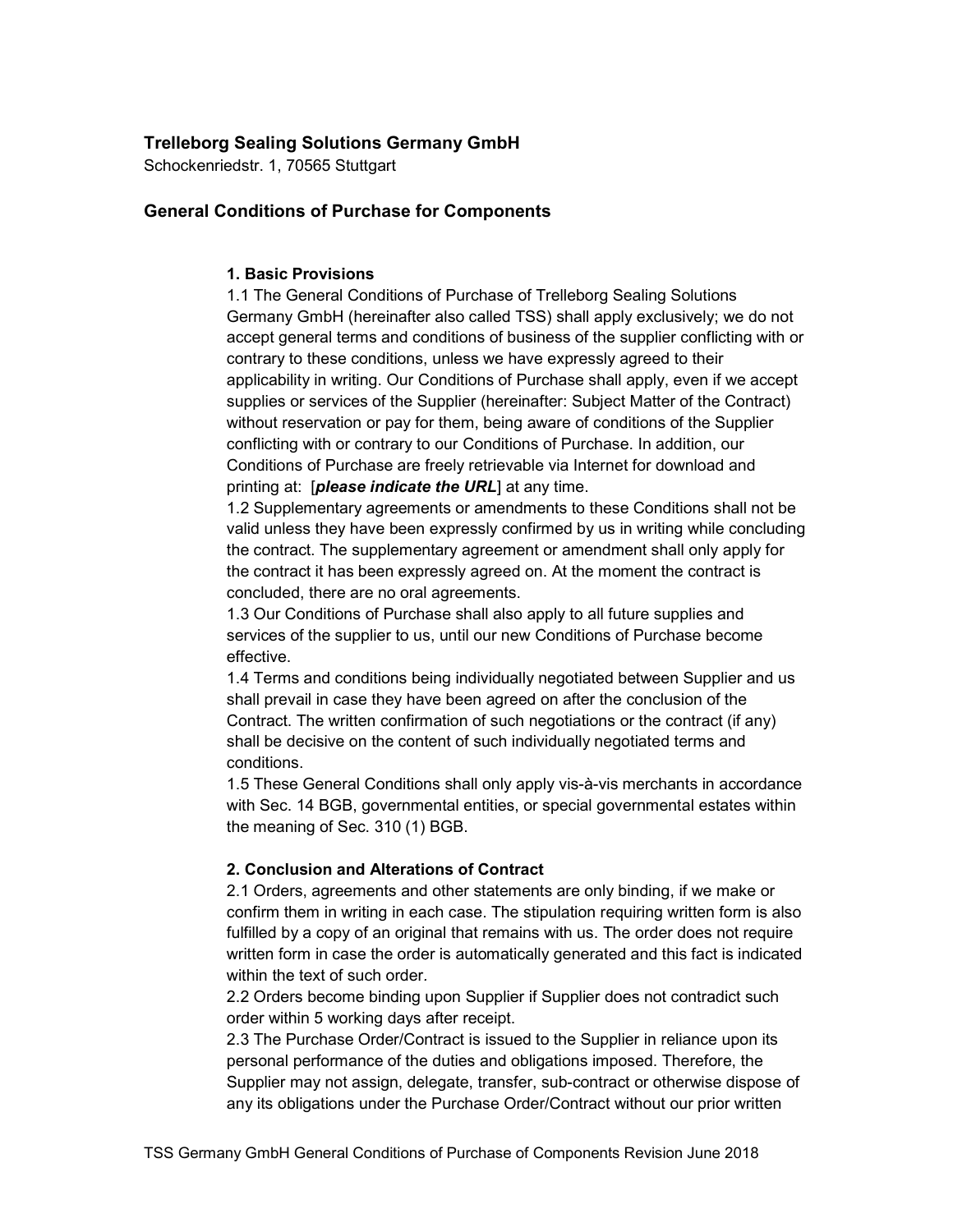**Trelleborg Sealing Solutions Germany GmbH**

Schockenriedstr. 1, 70565 Stuttgart

## General Conditions of Purchase for Components

### 1. Basic Provisions

1.1 The General Conditions of Purchase of Trelleborg Sealing Solutions Germany GmbH (hereinafter also called TSS) shall apply exclusively; we do not accept general terms and conditions of business of the supplier conflicting with or contrary to these conditions, unless we have expressly agreed to their applicability in writing. Our Conditions of Purchase shall apply, even if we accept supplies or services of the Supplier (hereinafter: Subject Matter of the Contract) without reservation or pay for them, being aware of conditions of the Supplier conflicting with or contrary to our Conditions of Purchase. In addition, our Conditions of Purchase are freely retrievable via Internet for download and printing at: [***please indicate the URL***] at any time.

1.2 Supplementary agreements or amendments to these Conditions shall not be valid unless they have been expressly confirmed by us in writing while concluding the contract. The supplementary agreement or amendment shall only apply for the contract it has been expressly agreed on. At the moment the contract is concluded, there are no oral agreements.

1.3 Our Conditions of Purchase shall also apply to all future supplies and services of the supplier to us, until our new Conditions of Purchase become effective.

1.4 Terms and conditions being individually negotiated between Supplier and us shall prevail in case they have been agreed on after the conclusion of the Contract. The written confirmation of such negotiations or the contract (if any) shall be decisive on the content of such individually negotiated terms and conditions.

1.5 These General Conditions shall only apply vis-à-vis merchants in accordance with Sec. 14 BGB, governmental entities, or special governmental estates within the meaning of Sec. 310 (1) BGB.

### 2. Conclusion and Alterations of Contract

2.1 Orders, agreements and other statements are only binding, if we make or confirm them in writing in each case. The stipulation requiring written form is also fulfilled by a copy of an original that remains with us. The order does not require written form in case the order is automatically generated and this fact is indicated within the text of such order.

2.2 Orders become binding upon Supplier if Supplier does not contradict such order within 5 working days after receipt.

2.3 The Purchase Order/Contract is issued to the Supplier in reliance upon its personal performance of the duties and obligations imposed. Therefore, the Supplier may not assign, delegate, transfer, sub-contract or otherwise dispose of any its obligations under the Purchase Order/Contract without our prior written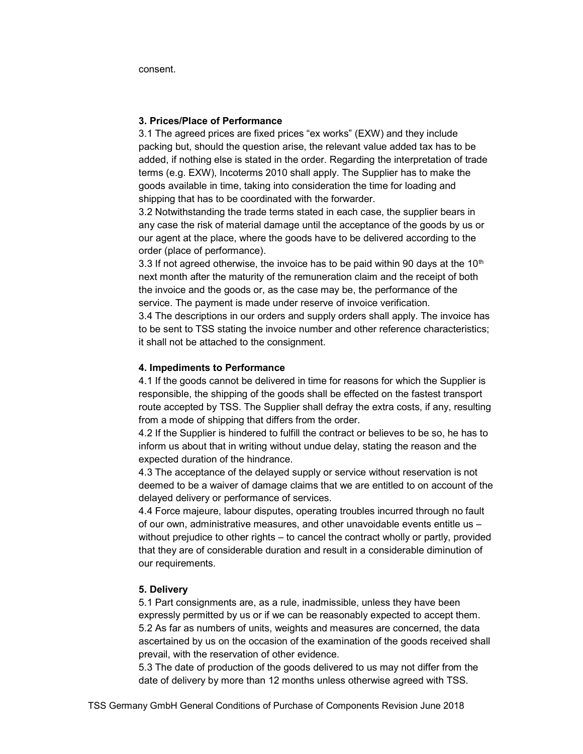consent.

**3. Prices/Place of Performance**

3.1 The agreed prices are fixed prices “ex works” (EXW) and they include packing but, should the question arise, the relevant value added tax has to be added, if nothing else is stated in the order. Regarding the interpretation of trade terms (e.g. EXW), Incoterms 2010 shall apply. The Supplier has to make the goods available in time, taking into consideration the time for loading and shipping that has to be coordinated with the forwarder.

3.2 Notwithstanding the trade terms stated in each case, the supplier bears in any case the risk of material damage until the acceptance of the goods by us or our agent at the place, where the goods have to be delivered according to the order (place of performance).

3.3 If not agreed otherwise, the invoice has to be paid within 90 days at the 10th next month after the maturity of the remuneration claim and the receipt of both the invoice and the goods or, as the case may be, the performance of the service. The payment is made under reserve of invoice verification.

3.4 The descriptions in our orders and supply orders shall apply. The invoice has to be sent to TSS stating the invoice number and other reference characteristics; it shall not be attached to the consignment.

**4. Impediments to Performance**

4.1 If the goods cannot be delivered in time for reasons for which the Supplier is responsible, the shipping of the goods shall be effected on the fastest transport route accepted by TSS. The Supplier shall defray the extra costs, if any, resulting from a mode of shipping that differs from the order.

4.2 If the Supplier is hindered to fulfill the contract or believes to be so, he has to inform us about that in writing without undue delay, stating the reason and the expected duration of the hindrance.

4.3 The acceptance of the delayed supply or service without reservation is not deemed to be a waiver of damage claims that we are entitled to on account of the delayed delivery or performance of services.

4.4 Force majeure, labour disputes, operating troubles incurred through no fault of our own, administrative measures, and other unavoidable events entitle us – without prejudice to other rights – to cancel the contract wholly or partly, provided that they are of considerable duration and result in a considerable diminution of our requirements.

**5. Delivery**

5.1 Part consignments are, as a rule, inadmissible, unless they have been expressly permitted by us or if we can be reasonably expected to accept them.

5.2 As far as numbers of units, weights and measures are concerned, the data ascertained by us on the occasion of the examination of the goods received shall prevail, with the reservation of other evidence.

5.3 The date of production of the goods delivered to us may not differ from the date of delivery by more than 12 months unless otherwise agreed with TSS.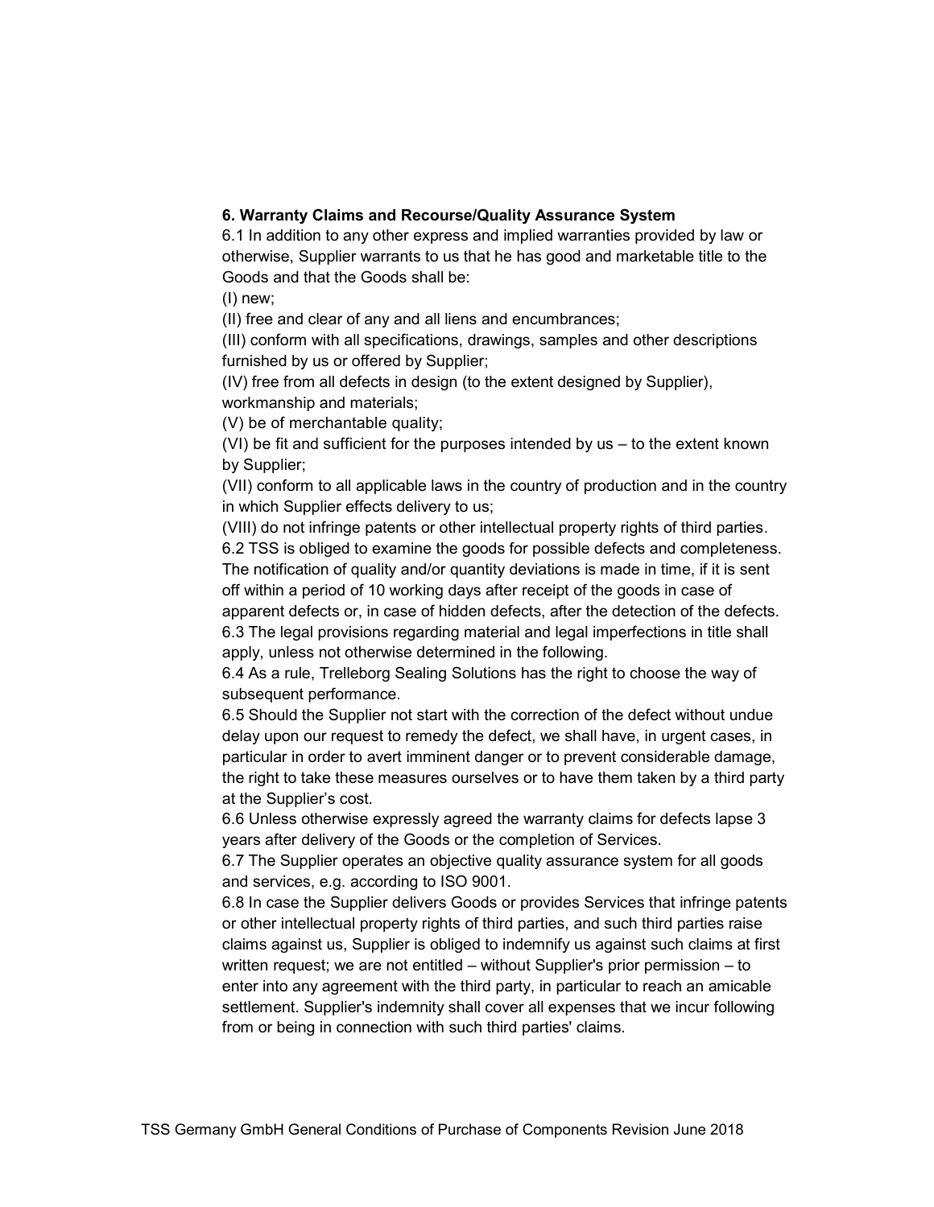**6. Warranty Claims and Recourse/Quality Assurance System**

6.1 In addition to any other express and implied warranties provided by law or otherwise, Supplier warrants to us that he has good and marketable title to the Goods and that the Goods shall be:

(I) new;

(II) free and clear of any and all liens and encumbrances;

(III) conform with all specifications, drawings, samples and other descriptions furnished by us or offered by Supplier;

(IV) free from all defects in design (to the extent designed by Supplier), workmanship and materials;

(V) be of merchantable quality;

(VI) be fit and sufficient for the purposes intended by us – to the extent known by Supplier;

(VII) conform to all applicable laws in the country of production and in the country in which Supplier effects delivery to us;

(VIII) do not infringe patents or other intellectual property rights of third parties.

6.2 TSS is obliged to examine the goods for possible defects and completeness. The notification of quality and/or quantity deviations is made in time, if it is sent off within a period of 10 working days after receipt of the goods in case of apparent defects or, in case of hidden defects, after the detection of the defects.

6.3 The legal provisions regarding material and legal imperfections in title shall apply, unless not otherwise determined in the following.

6.4 As a rule, Trelleborg Sealing Solutions has the right to choose the way of subsequent performance.

6.5 Should the Supplier not start with the correction of the defect without undue delay upon our request to remedy the defect, we shall have, in urgent cases, in particular in order to avert imminent danger or to prevent considerable damage, the right to take these measures ourselves or to have them taken by a third party at the Supplier's cost.

6.6 Unless otherwise expressly agreed the warranty claims for defects lapse 3 years after delivery of the Goods or the completion of Services.

6.7 The Supplier operates an objective quality assurance system for all goods and services, e.g. according to ISO 9001.

6.8 In case the Supplier delivers Goods or provides Services that infringe patents or other intellectual property rights of third parties, and such third parties raise claims against us, Supplier is obliged to indemnify us against such claims at first written request; we are not entitled – without Supplier's prior permission – to enter into any agreement with the third party, in particular to reach an amicable settlement. Supplier's indemnity shall cover all expenses that we incur following from or being in connection with such third parties' claims.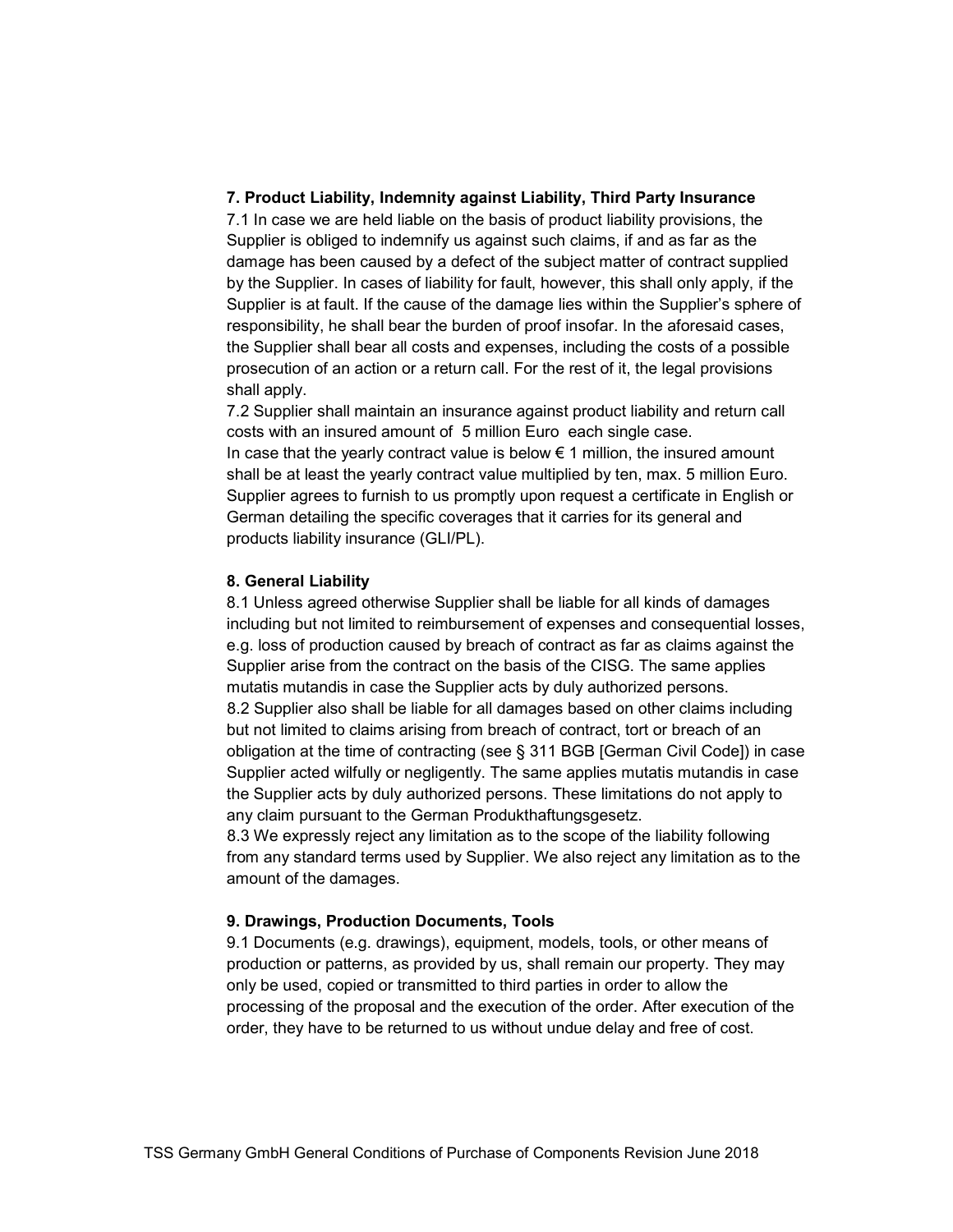## 7. Product Liability, Indemnity against Liability, Third Party Insurance

7.1 In case we are held liable on the basis of product liability provisions, the Supplier is obliged to indemnify us against such claims, if and as far as the damage has been caused by a defect of the subject matter of contract supplied by the Supplier. In cases of liability for fault, however, this shall only apply, if the Supplier is at fault. If the cause of the damage lies within the Supplier's sphere of responsibility, he shall bear the burden of proof insofar. In the aforesaid cases, the Supplier shall bear all costs and expenses, including the costs of a possible prosecution of an action or a return call. For the rest of it, the legal provisions shall apply.

7.2 Supplier shall maintain an insurance against product liability and return call costs with an insured amount of 5 million Euro each single case.
In case that the yearly contract value is below € 1 million, the insured amount shall be at least the yearly contract value multiplied by ten, max. 5 million Euro. Supplier agrees to furnish to us promptly upon request a certificate in English or German detailing the specific coverages that it carries for its general and products liability insurance (GLI/PL).

## 8. General Liability

8.1 Unless agreed otherwise Supplier shall be liable for all kinds of damages including but not limited to reimbursement of expenses and consequential losses, e.g. loss of production caused by breach of contract as far as claims against the Supplier arise from the contract on the basis of the CISG. The same applies mutatis mutandis in case the Supplier acts by duly authorized persons.

8.2 Supplier also shall be liable for all damages based on other claims including but not limited to claims arising from breach of contract, tort or breach of an obligation at the time of contracting (see § 311 BGB [German Civil Code]) in case Supplier acted wilfully or negligently. The same applies mutatis mutandis in case the Supplier acts by duly authorized persons. These limitations do not apply to any claim pursuant to the German Produkthaftungsgesetz.

8.3 We expressly reject any limitation as to the scope of the liability following from any standard terms used by Supplier. We also reject any limitation as to the amount of the damages.

## 9. Drawings, Production Documents, Tools

9.1 Documents (e.g. drawings), equipment, models, tools, or other means of production or patterns, as provided by us, shall remain our property. They may only be used, copied or transmitted to third parties in order to allow the processing of the proposal and the execution of the order. After execution of the order, they have to be returned to us without undue delay and free of cost.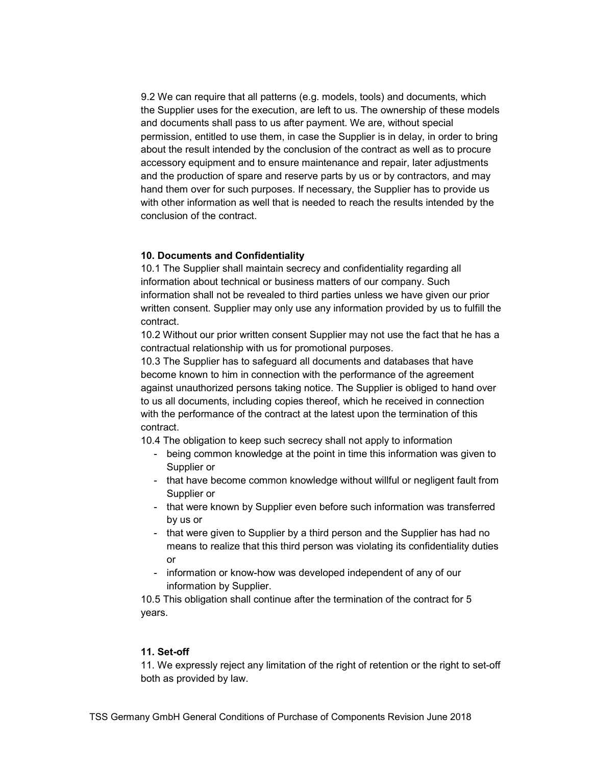9.2 We can require that all patterns (e.g. models, tools) and documents, which the Supplier uses for the execution, are left to us. The ownership of these models and documents shall pass to us after payment. We are, without special permission, entitled to use them, in case the Supplier is in delay, in order to bring about the result intended by the conclusion of the contract as well as to procure accessory equipment and to ensure maintenance and repair, later adjustments and the production of spare and reserve parts by us or by contractors, and may hand them over for such purposes. If necessary, the Supplier has to provide us with other information as well that is needed to reach the results intended by the conclusion of the contract.

**10. Documents and Confidentiality**

10.1 The Supplier shall maintain secrecy and confidentiality regarding all information about technical or business matters of our company. Such information shall not be revealed to third parties unless we have given our prior written consent. Supplier may only use any information provided by us to fulfill the contract.

10.2 Without our prior written consent Supplier may not use the fact that he has a contractual relationship with us for promotional purposes.

10.3 The Supplier has to safeguard all documents and databases that have become known to him in connection with the performance of the agreement against unauthorized persons taking notice. The Supplier is obliged to hand over to us all documents, including copies thereof, which he received in connection with the performance of the contract at the latest upon the termination of this contract.

10.4 The obligation to keep such secrecy shall not apply to information

- being common knowledge at the point in time this information was given to Supplier or
- that have become common knowledge without willful or negligent fault from Supplier or
- that were known by Supplier even before such information was transferred by us or
- that were given to Supplier by a third person and the Supplier has had no means to realize that this third person was violating its confidentiality duties or
- information or know-how was developed independent of any of our information by Supplier.

10.5 This obligation shall continue after the termination of the contract for 5 years.

**11. Set-off**

11. We expressly reject any limitation of the right of retention or the right to set-off both as provided by law.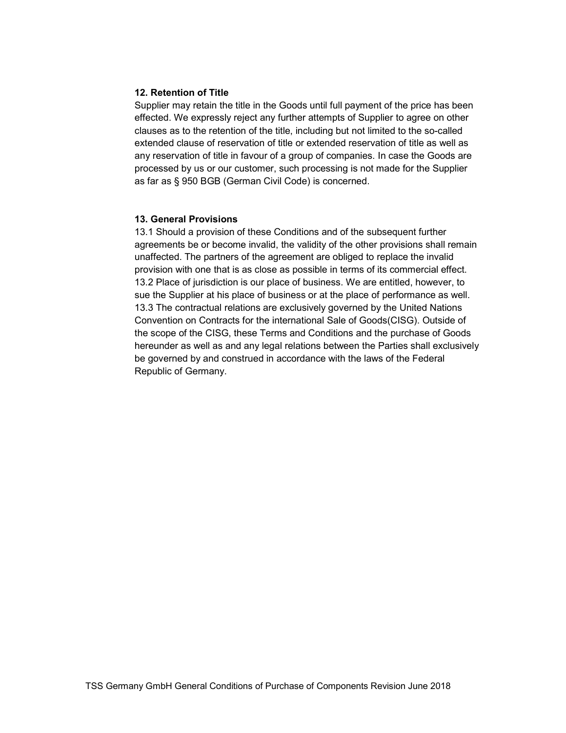**12. Retention of Title**

Supplier may retain the title in the Goods until full payment of the price has been effected. We expressly reject any further attempts of Supplier to agree on other clauses as to the retention of the title, including but not limited to the so-called extended clause of reservation of title or extended reservation of title as well as any reservation of title in favour of a group of companies. In case the Goods are processed by us or our customer, such processing is not made for the Supplier as far as § 950 BGB (German Civil Code) is concerned.

**13. General Provisions**

13.1 Should a provision of these Conditions and of the subsequent further agreements be or become invalid, the validity of the other provisions shall remain unaffected. The partners of the agreement are obliged to replace the invalid provision with one that is as close as possible in terms of its commercial effect.
13.2 Place of jurisdiction is our place of business. We are entitled, however, to sue the Supplier at his place of business or at the place of performance as well.
13.3 The contractual relations are exclusively governed by the United Nations Convention on Contracts for the international Sale of Goods(CISG). Outside of the scope of the CISG, these Terms and Conditions and the purchase of Goods hereunder as well as and any legal relations between the Parties shall exclusively be governed by and construed in accordance with the laws of the Federal Republic of Germany.